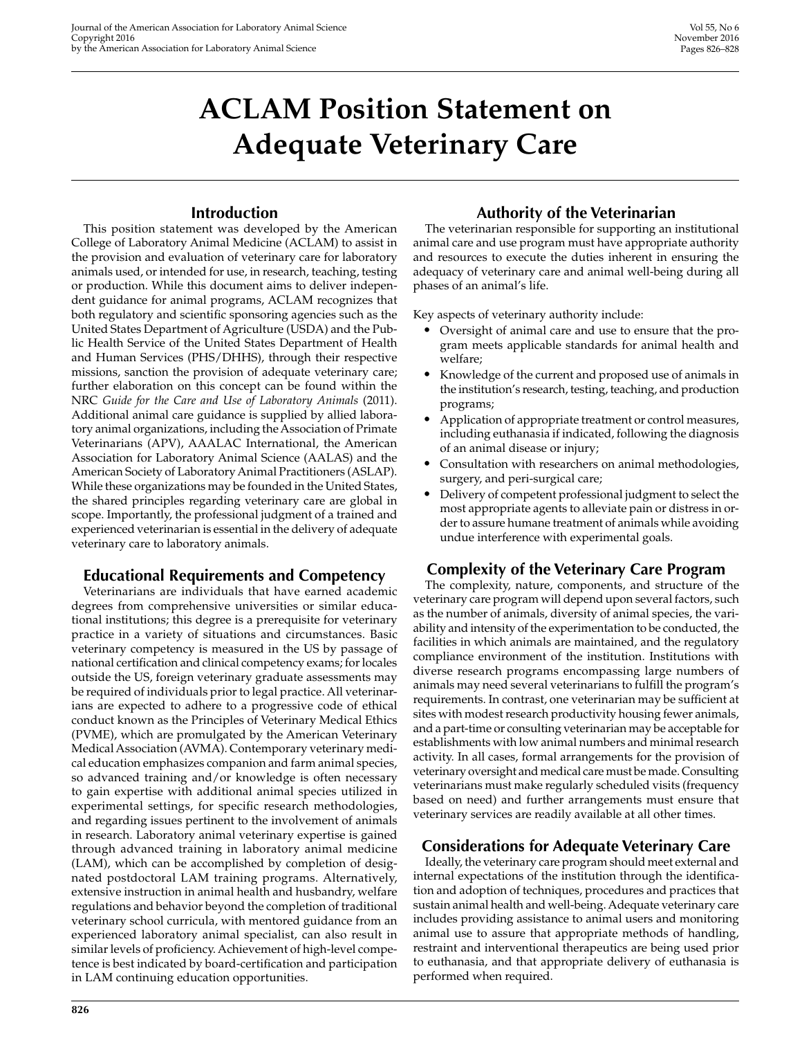# ACLAM Position Statement on Adequate Veterinary Care

## Introduction

This position statement was developed by the American College of Laboratory Animal Medicine (ACLAM) to assist in the provision and evaluation of veterinary care for laboratory animals used, or intended for use, in research, teaching, testing or production. While this document aims to deliver independent guidance for animal programs, ACLAM recognizes that both regulatory and scientific sponsoring agencies such as the United States Department of Agriculture (USDA) and the Public Health Service of the United States Department of Health and Human Services (PHS/DHHS), through their respective missions, sanction the provision of adequate veterinary care; further elaboration on this concept can be found within the NRC *Guide for the Care and Use of Laboratory Animals* (2011). Additional animal care guidance is supplied by allied laboratory animal organizations, including the Association of Primate Veterinarians (APV), AAALAC International, the American Association for Laboratory Animal Science (AALAS) and the American Society of Laboratory Animal Practitioners (ASLAP). While these organizations may be founded in the United States, the shared principles regarding veterinary care are global in scope. Importantly, the professional judgment of a trained and experienced veterinarian is essential in the delivery of adequate veterinary care to laboratory animals.

## Educational Requirements and Competency

Veterinarians are individuals that have earned academic degrees from comprehensive universities or similar educational institutions; this degree is a prerequisite for veterinary practice in a variety of situations and circumstances. Basic veterinary competency is measured in the US by passage of national certification and clinical competency exams; for locales outside the US, foreign veterinary graduate assessments may be required of individuals prior to legal practice. All veterinarians are expected to adhere to a progressive code of ethical conduct known as the Principles of Veterinary Medical Ethics (PVME), which are promulgated by the American Veterinary Medical Association (AVMA). Contemporary veterinary medical education emphasizes companion and farm animal species, so advanced training and/or knowledge is often necessary to gain expertise with additional animal species utilized in experimental settings, for specific research methodologies, and regarding issues pertinent to the involvement of animals in research. Laboratory animal veterinary expertise is gained through advanced training in laboratory animal medicine (LAM), which can be accomplished by completion of designated postdoctoral LAM training programs. Alternatively, extensive instruction in animal health and husbandry, welfare regulations and behavior beyond the completion of traditional veterinary school curricula, with mentored guidance from an experienced laboratory animal specialist, can also result in similar levels of proficiency. Achievement of high-level competence is best indicated by board-certification and participation in LAM continuing education opportunities.

## Authority of the Veterinarian

The veterinarian responsible for supporting an institutional animal care and use program must have appropriate authority and resources to execute the duties inherent in ensuring the adequacy of veterinary care and animal well-being during all phases of an animal's life.

Key aspects of veterinary authority include:

- Oversight of animal care and use to ensure that the program meets applicable standards for animal health and welfare;
- Knowledge of the current and proposed use of animals in the institution's research, testing, teaching, and production programs;
- Application of appropriate treatment or control measures, including euthanasia if indicated, following the diagnosis of an animal disease or injury;
- Consultation with researchers on animal methodologies, surgery, and peri-surgical care;
- Delivery of competent professional judgment to select the most appropriate agents to alleviate pain or distress in order to assure humane treatment of animals while avoiding undue interference with experimental goals.

## Complexity of the Veterinary Care Program

The complexity, nature, components, and structure of the veterinary care program will depend upon several factors, such as the number of animals, diversity of animal species, the variability and intensity of the experimentation to be conducted, the facilities in which animals are maintained, and the regulatory compliance environment of the institution. Institutions with diverse research programs encompassing large numbers of animals may need several veterinarians to fulfill the program's requirements. In contrast, one veterinarian may be sufficient at sites with modest research productivity housing fewer animals, and a part-time or consulting veterinarian may be acceptable for establishments with low animal numbers and minimal research activity. In all cases, formal arrangements for the provision of veterinary oversight and medical care must be made. Consulting veterinarians must make regularly scheduled visits (frequency based on need) and further arrangements must ensure that veterinary services are readily available at all other times.

## Considerations for Adequate Veterinary Care

Ideally, the veterinary care program should meet external and internal expectations of the institution through the identification and adoption of techniques, procedures and practices that sustain animal health and well-being. Adequate veterinary care includes providing assistance to animal users and monitoring animal use to assure that appropriate methods of handling, restraint and interventional therapeutics are being used prior to euthanasia, and that appropriate delivery of euthanasia is performed when required.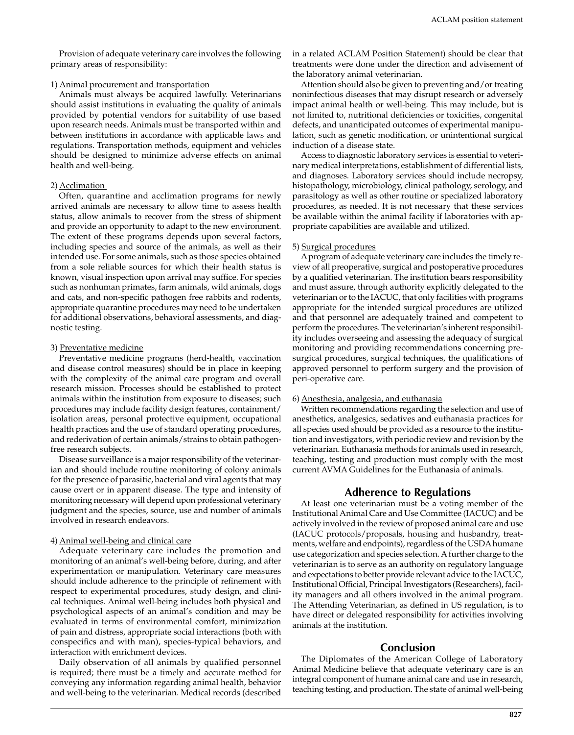Provision of adequate veterinary care involves the following primary areas of responsibility:

1) Animal procurement and transportation

Animals must always be acquired lawfully. Veterinarians should assist institutions in evaluating the quality of animals provided by potential vendors for suitability of use based upon research needs. Animals must be transported within and between institutions in accordance with applicable laws and regulations. Transportation methods, equipment and vehicles should be designed to minimize adverse effects on animal health and well-being.

2) Acclimation

Often, quarantine and acclimation programs for newly arrived animals are necessary to allow time to assess health status, allow animals to recover from the stress of shipment and provide an opportunity to adapt to the new environment. The extent of these programs depends upon several factors, including species and source of the animals, as well as their intended use. For some animals, such as those species obtained from a sole reliable sources for which their health status is known, visual inspection upon arrival may suffice. For species such as nonhuman primates, farm animals, wild animals, dogs and cats, and non-specific pathogen free rabbits and rodents, appropriate quarantine procedures may need to be undertaken for additional observations, behavioral assessments, and diagnostic testing.

3) Preventative medicine

Preventative medicine programs (herd-health, vaccination and disease control measures) should be in place in keeping with the complexity of the animal care program and overall research mission. Processes should be established to protect animals within the institution from exposure to diseases; such procedures may include facility design features, containment/isolation areas, personal protective equipment, occupational health practices and the use of standard operating procedures, and rederivation of certain animals/strains to obtain pathogen-free research subjects.

Disease surveillance is a major responsibility of the veterinarian and should include routine monitoring of colony animals for the presence of parasitic, bacterial and viral agents that may cause overt or in apparent disease. The type and intensity of monitoring necessary will depend upon professional veterinary judgment and the species, source, use and number of animals involved in research endeavors.

4) Animal well-being and clinical care

Adequate veterinary care includes the promotion and monitoring of an animal's well-being before, during, and after experimentation or manipulation. Veterinary care measures should include adherence to the principle of refinement with respect to experimental procedures, study design, and clinical techniques. Animal well-being includes both physical and psychological aspects of an animal's condition and may be evaluated in terms of environmental comfort, minimization of pain and distress, appropriate social interactions (both with conspecifics and with man), species-typical behaviors, and interaction with enrichment devices.

Daily observation of all animals by qualified personnel is required; there must be a timely and accurate method for conveying any information regarding animal health, behavior and well-being to the veterinarian. Medical records (described in a related ACLAM Position Statement) should be clear that treatments were done under the direction and advisement of the laboratory animal veterinarian.

Attention should also be given to preventing and/or treating noninfectious diseases that may disrupt research or adversely impact animal health or well-being. This may include, but is not limited to, nutritional deficiencies or toxicities, congenital defects, and unanticipated outcomes of experimental manipulation, such as genetic modification, or unintentional surgical induction of a disease state.

Access to diagnostic laboratory services is essential to veterinary medical interpretations, establishment of differential lists, and diagnoses. Laboratory services should include necropsy, histopathology, microbiology, clinical pathology, serology, and parasitology as well as other routine or specialized laboratory procedures, as needed. It is not necessary that these services be available within the animal facility if laboratories with appropriate capabilities are available and utilized.

5) Surgical procedures

A program of adequate veterinary care includes the timely review of all preoperative, surgical and postoperative procedures by a qualified veterinarian. The institution bears responsibility and must assure, through authority explicitly delegated to the veterinarian or to the IACUC, that only facilities with programs appropriate for the intended surgical procedures are utilized and that personnel are adequately trained and competent to perform the procedures. The veterinarian's inherent responsibility includes overseeing and assessing the adequacy of surgical monitoring and providing recommendations concerning presurgical procedures, surgical techniques, the qualifications of approved personnel to perform surgery and the provision of peri-operative care.

6) Anesthesia, analgesia, and euthanasia

Written recommendations regarding the selection and use of anesthetics, analgesics, sedatives and euthanasia practices for all species used should be provided as a resource to the institution and investigators, with periodic review and revision by the veterinarian. Euthanasia methods for animals used in research, teaching, testing and production must comply with the most current AVMA Guidelines for the Euthanasia of animals.

## Adherence to Regulations

At least one veterinarian must be a voting member of the Institutional Animal Care and Use Committee (IACUC) and be actively involved in the review of proposed animal care and use (IACUC protocols/proposals, housing and husbandry, treatments, welfare and endpoints), regardless of the USDA humane use categorization and species selection. A further charge to the veterinarian is to serve as an authority on regulatory language and expectations to better provide relevant advice to the IACUC, Institutional Official, Principal Investigators (Researchers), facility managers and all others involved in the animal program. The Attending Veterinarian, as defined in US regulation, is to have direct or delegated responsibility for activities involving animals at the institution.

## Conclusion

The Diplomates of the American College of Laboratory Animal Medicine believe that adequate veterinary care is an integral component of humane animal care and use in research, teaching testing, and production. The state of animal well-being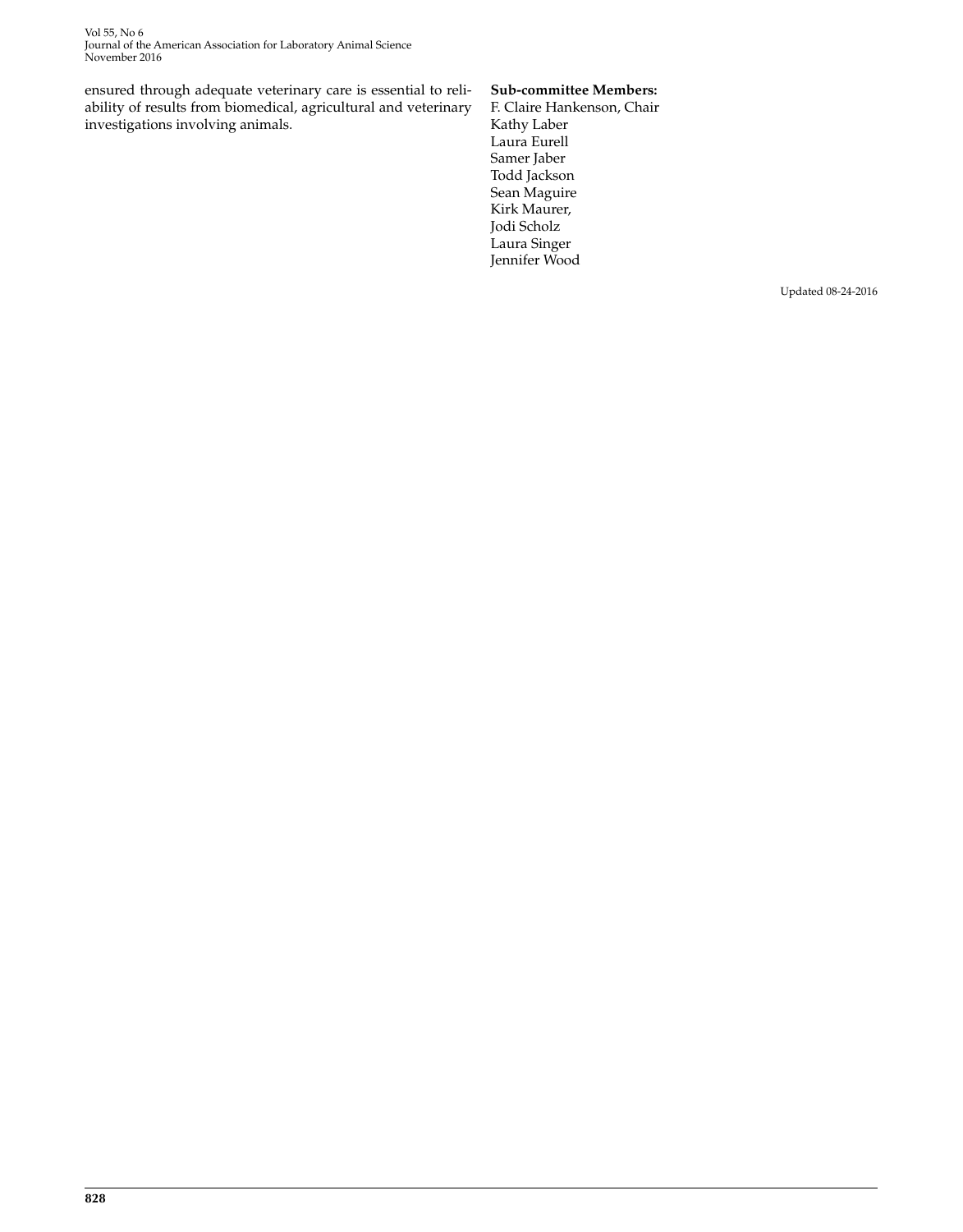ensured through adequate veterinary care is essential to reliability of results from biomedical, agricultural and veterinary investigations involving animals.

**Sub-committee Members:**
F. Claire Hankenson, Chair
Kathy Laber
Laura Eurell
Samer Jaber
Todd Jackson
Sean Maguire
Kirk Maurer,
Jodi Scholz
Laura Singer
Jennifer Wood

Updated 08-24-2016